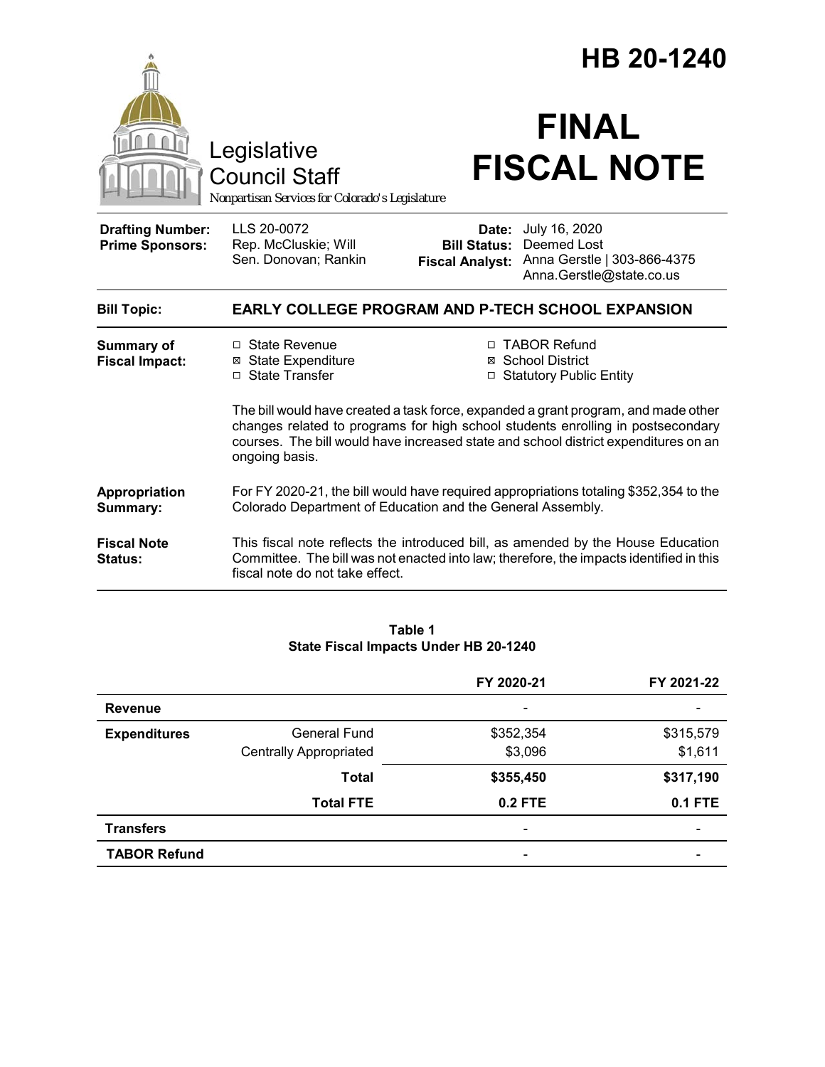# HB 20-1240

# FINAL FISCAL NOTE

Legislative Council Staff

*Nonpartisan Services for Colorado's Legislature*

| | | | |
|---|---|---|---|
| **Drafting Number:** | LLS 20-0072 | **Date:** | July 16, 2020 |
| **Prime Sponsors:** | Rep. McCluskie; Will<br>Sen. Donovan; Rankin | **Bill Status:** | Deemed Lost |
| | | **Fiscal Analyst:** | Anna Gerstle \| 303-866-4375<br>Anna.Gerstle@state.co.us |

**Bill Topic:** **EARLY COLLEGE PROGRAM AND P-TECH SCHOOL EXPANSION**

**Summary of Fiscal Impact:**

- ☐ State Revenue
- ☒ State Expenditure
- ☐ State Transfer
- ☐ TABOR Refund
- ☒ School District
- ☐ Statutory Public Entity

The bill would have created a task force, expanded a grant program, and made other changes related to programs for high school students enrolling in postsecondary courses. The bill would have increased state and school district expenditures on an ongoing basis.

**Appropriation Summary:** For FY 2020-21, the bill would have required appropriations totaling $352,354 to the Colorado Department of Education and the General Assembly.

**Fiscal Note Status:** This fiscal note reflects the introduced bill, as amended by the House Education Committee. The bill was not enacted into law; therefore, the impacts identified in this fiscal note do not take effect.

**Table 1**
**State Fiscal Impacts Under HB 20-1240**

| | | FY 2020-21 | FY 2021-22 |
|---|---|---|---|
| **Revenue** | | - | - |
| **Expenditures** | General Fund | $352,354 | $315,579 |
| | Centrally Appropriated | $3,096 | $1,611 |
| | **Total** | **$355,450** | **$317,190** |
| | **Total FTE** | **0.2 FTE** | **0.1 FTE** |
| **Transfers** | | - | - |
| **TABOR Refund** | | - | - |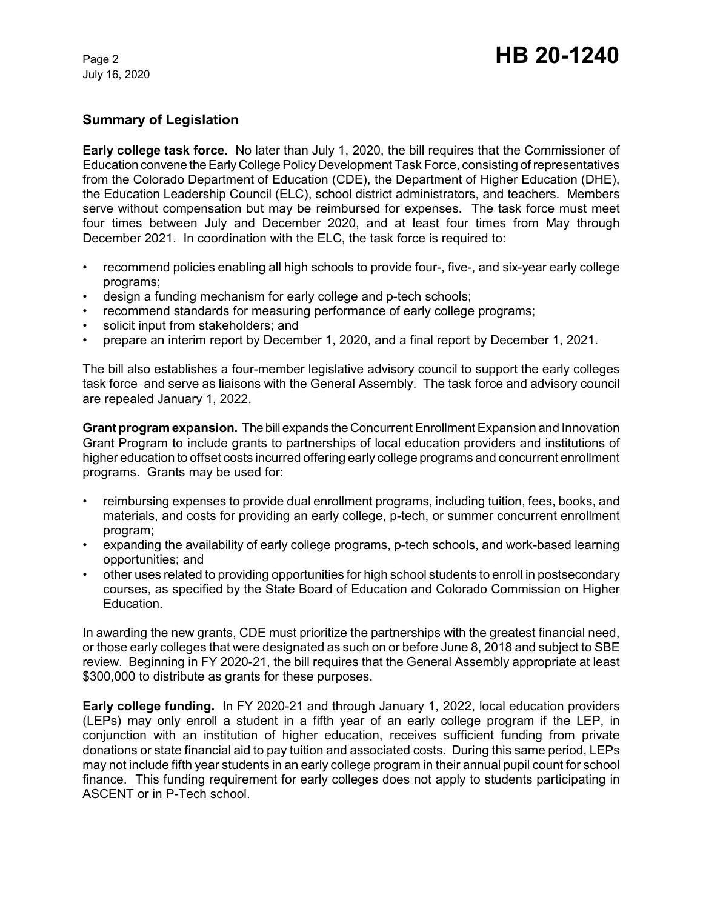## Summary of Legislation

**Early college task force.** No later than July 1, 2020, the bill requires that the Commissioner of Education convene the Early College Policy Development Task Force, consisting of representatives from the Colorado Department of Education (CDE), the Department of Higher Education (DHE), the Education Leadership Council (ELC), school district administrators, and teachers. Members serve without compensation but may be reimbursed for expenses. The task force must meet four times between July and December 2020, and at least four times from May through December 2021. In coordination with the ELC, the task force is required to:

- recommend policies enabling all high schools to provide four-, five-, and six-year early college programs;
- design a funding mechanism for early college and p-tech schools;
- recommend standards for measuring performance of early college programs;
- solicit input from stakeholders; and
- prepare an interim report by December 1, 2020, and a final report by December 1, 2021.

The bill also establishes a four-member legislative advisory council to support the early colleges task force and serve as liaisons with the General Assembly. The task force and advisory council are repealed January 1, 2022.

**Grant program expansion.** The bill expands the Concurrent Enrollment Expansion and Innovation Grant Program to include grants to partnerships of local education providers and institutions of higher education to offset costs incurred offering early college programs and concurrent enrollment programs. Grants may be used for:

- reimbursing expenses to provide dual enrollment programs, including tuition, fees, books, and materials, and costs for providing an early college, p-tech, or summer concurrent enrollment program;
- expanding the availability of early college programs, p-tech schools, and work-based learning opportunities; and
- other uses related to providing opportunities for high school students to enroll in postsecondary courses, as specified by the State Board of Education and Colorado Commission on Higher Education.

In awarding the new grants, CDE must prioritize the partnerships with the greatest financial need, or those early colleges that were designated as such on or before June 8, 2018 and subject to SBE review. Beginning in FY 2020-21, the bill requires that the General Assembly appropriate at least $300,000 to distribute as grants for these purposes.

**Early college funding.** In FY 2020-21 and through January 1, 2022, local education providers (LEPs) may only enroll a student in a fifth year of an early college program if the LEP, in conjunction with an institution of higher education, receives sufficient funding from private donations or state financial aid to pay tuition and associated costs. During this same period, LEPs may not include fifth year students in an early college program in their annual pupil count for school finance. This funding requirement for early colleges does not apply to students participating in ASCENT or in P-Tech school.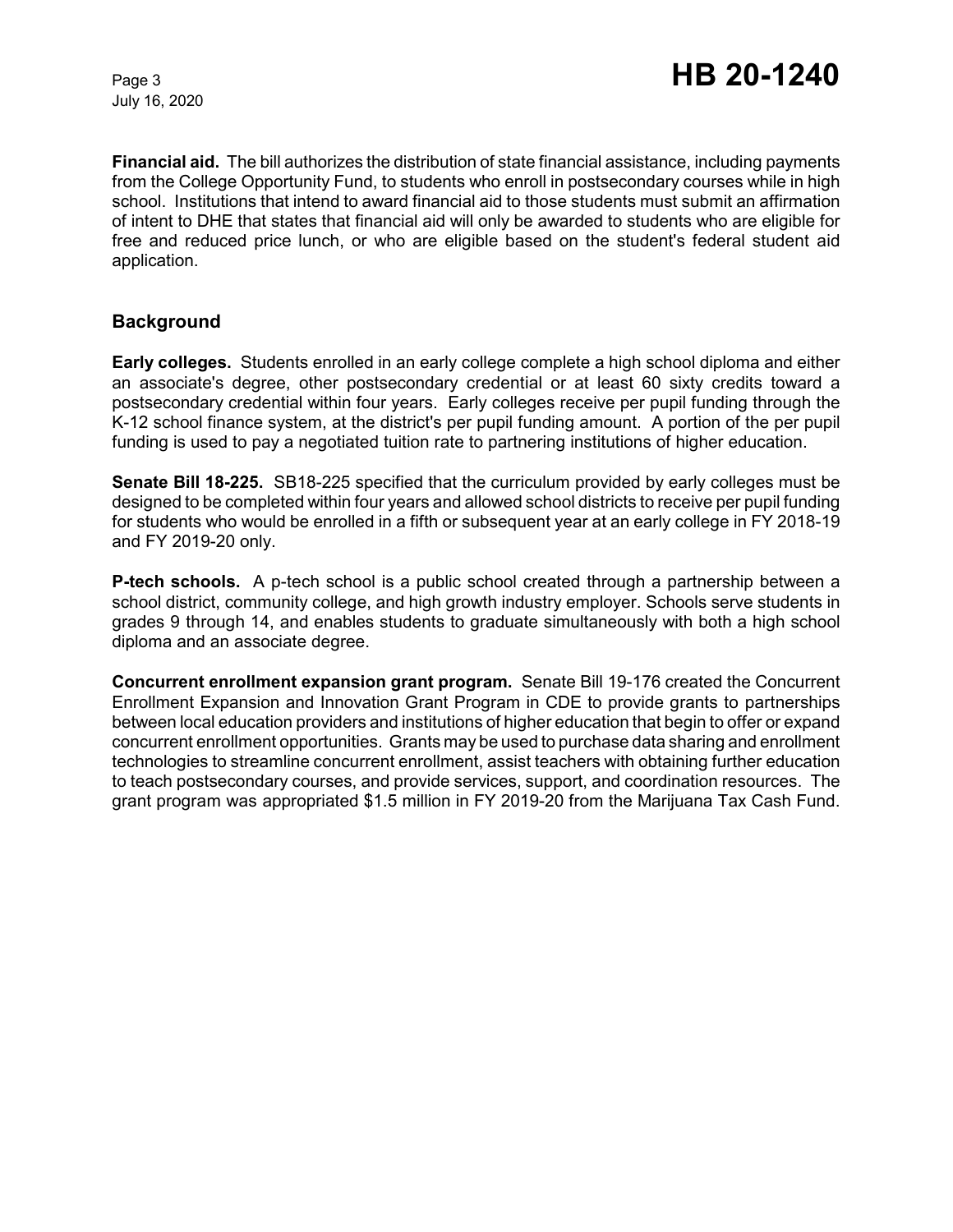**Financial aid.** The bill authorizes the distribution of state financial assistance, including payments from the College Opportunity Fund, to students who enroll in postsecondary courses while in high school. Institutions that intend to award financial aid to those students must submit an affirmation of intent to DHE that states that financial aid will only be awarded to students who are eligible for free and reduced price lunch, or who are eligible based on the student's federal student aid application.

## Background

**Early colleges.** Students enrolled in an early college complete a high school diploma and either an associate's degree, other postsecondary credential or at least 60 sixty credits toward a postsecondary credential within four years. Early colleges receive per pupil funding through the K-12 school finance system, at the district's per pupil funding amount. A portion of the per pupil funding is used to pay a negotiated tuition rate to partnering institutions of higher education.

**Senate Bill 18-225.** SB18-225 specified that the curriculum provided by early colleges must be designed to be completed within four years and allowed school districts to receive per pupil funding for students who would be enrolled in a fifth or subsequent year at an early college in FY 2018-19 and FY 2019-20 only.

**P-tech schools.** A p-tech school is a public school created through a partnership between a school district, community college, and high growth industry employer. Schools serve students in grades 9 through 14, and enables students to graduate simultaneously with both a high school diploma and an associate degree.

**Concurrent enrollment expansion grant program.** Senate Bill 19-176 created the Concurrent Enrollment Expansion and Innovation Grant Program in CDE to provide grants to partnerships between local education providers and institutions of higher education that begin to offer or expand concurrent enrollment opportunities. Grants may be used to purchase data sharing and enrollment technologies to streamline concurrent enrollment, assist teachers with obtaining further education to teach postsecondary courses, and provide services, support, and coordination resources. The grant program was appropriated $1.5 million in FY 2019-20 from the Marijuana Tax Cash Fund.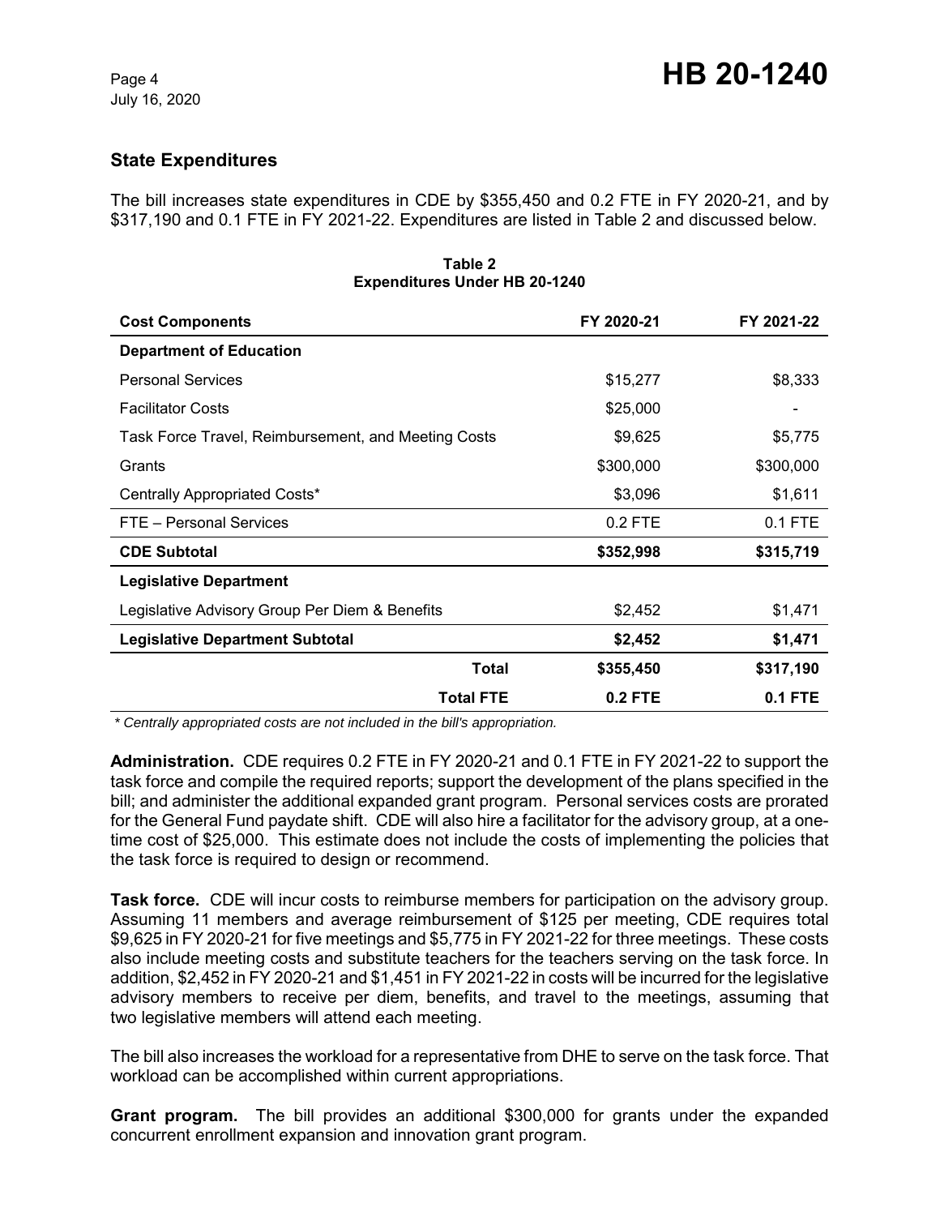## State Expenditures

The bill increases state expenditures in CDE by $355,450 and 0.2 FTE in FY 2020-21, and by $317,190 and 0.1 FTE in FY 2021-22. Expenditures are listed in Table 2 and discussed below.

**Table 2**
**Expenditures Under HB 20-1240**

| Cost Components | FY 2020-21 | FY 2021-22 |
|---|---|---|
| **Department of Education** | | |
| Personal Services | $15,277 | $8,333 |
| Facilitator Costs | $25,000 | - |
| Task Force Travel, Reimbursement, and Meeting Costs | $9,625 | $5,775 |
| Grants | $300,000 | $300,000 |
| Centrally Appropriated Costs* | $3,096 | $1,611 |
| FTE – Personal Services | 0.2 FTE | 0.1 FTE |
| **CDE Subtotal** | **$352,998** | **$315,719** |
| **Legislative Department** | | |
| Legislative Advisory Group Per Diem & Benefits | $2,452 | $1,471 |
| **Legislative Department Subtotal** | **$2,452** | **$1,471** |
| **Total** | **$355,450** | **$317,190** |
| **Total FTE** | **0.2 FTE** | **0.1 FTE** |

*\* Centrally appropriated costs are not included in the bill's appropriation.*

**Administration.** CDE requires 0.2 FTE in FY 2020-21 and 0.1 FTE in FY 2021-22 to support the task force and compile the required reports; support the development of the plans specified in the bill; and administer the additional expanded grant program. Personal services costs are prorated for the General Fund paydate shift. CDE will also hire a facilitator for the advisory group, at a one-time cost of $25,000. This estimate does not include the costs of implementing the policies that the task force is required to design or recommend.

**Task force.** CDE will incur costs to reimburse members for participation on the advisory group. Assuming 11 members and average reimbursement of $125 per meeting, CDE requires total $9,625 in FY 2020-21 for five meetings and $5,775 in FY 2021-22 for three meetings. These costs also include meeting costs and substitute teachers for the teachers serving on the task force. In addition, $2,452 in FY 2020-21 and $1,451 in FY 2021-22 in costs will be incurred for the legislative advisory members to receive per diem, benefits, and travel to the meetings, assuming that two legislative members will attend each meeting.

The bill also increases the workload for a representative from DHE to serve on the task force. That workload can be accomplished within current appropriations.

**Grant program.** The bill provides an additional $300,000 for grants under the expanded concurrent enrollment expansion and innovation grant program.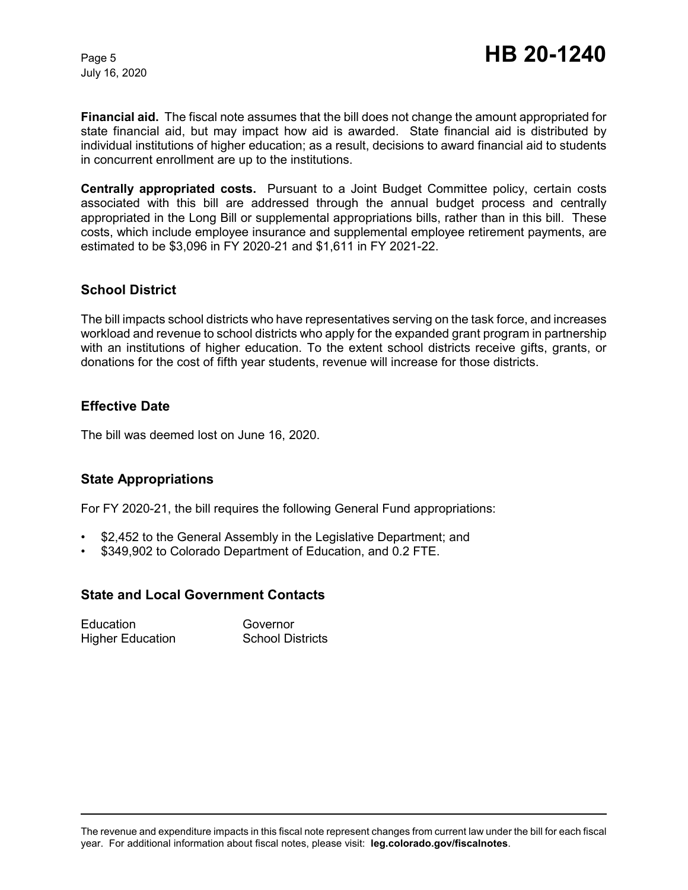**Financial aid.** The fiscal note assumes that the bill does not change the amount appropriated for state financial aid, but may impact how aid is awarded. State financial aid is distributed by individual institutions of higher education; as a result, decisions to award financial aid to students in concurrent enrollment are up to the institutions.

**Centrally appropriated costs.** Pursuant to a Joint Budget Committee policy, certain costs associated with this bill are addressed through the annual budget process and centrally appropriated in the Long Bill or supplemental appropriations bills, rather than in this bill. These costs, which include employee insurance and supplemental employee retirement payments, are estimated to be $3,096 in FY 2020-21 and $1,611 in FY 2021-22.

## School District

The bill impacts school districts who have representatives serving on the task force, and increases workload and revenue to school districts who apply for the expanded grant program in partnership with an institutions of higher education. To the extent school districts receive gifts, grants, or donations for the cost of fifth year students, revenue will increase for those districts.

## Effective Date

The bill was deemed lost on June 16, 2020.

## State Appropriations

For FY 2020-21, the bill requires the following General Fund appropriations:

- $2,452 to the General Assembly in the Legislative Department; and
- $349,902 to Colorado Department of Education, and 0.2 FTE.

## State and Local Government Contacts

| | |
|---|---|
| Education | Governor |
| Higher Education | School Districts |

The revenue and expenditure impacts in this fiscal note represent changes from current law under the bill for each fiscal year. For additional information about fiscal notes, please visit: **leg.colorado.gov/fiscalnotes**.